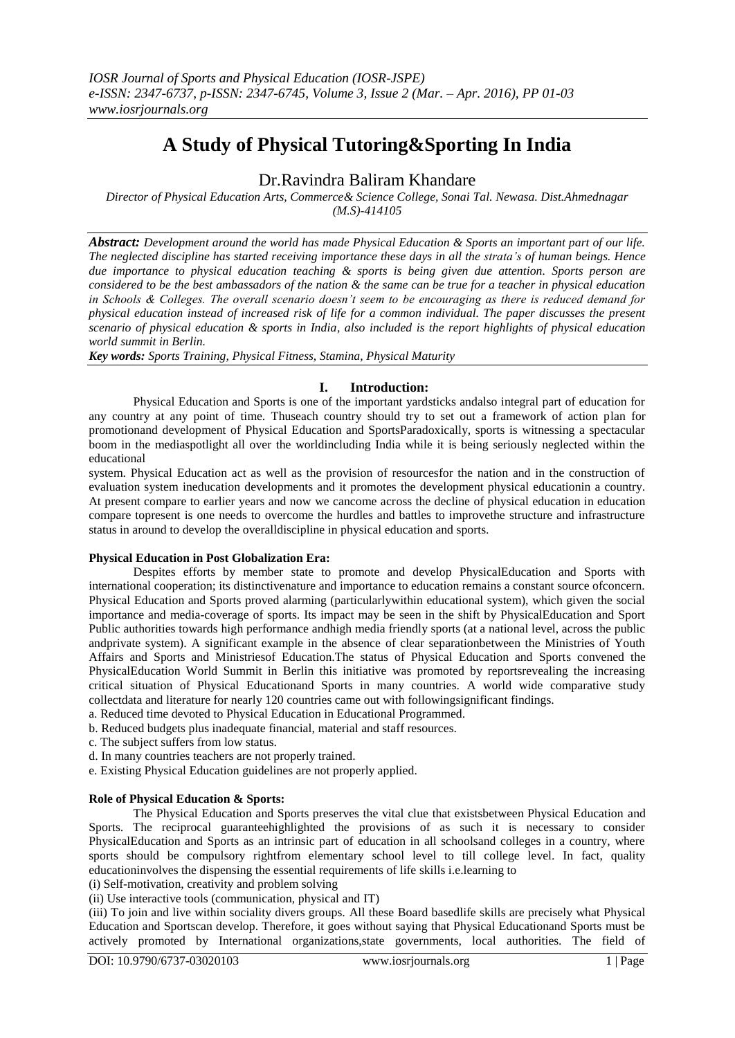# A Study of Physical Tutoring&Sporting In India

Dr.Ravindra Baliram Khandare

*Director of Physical Education Arts, Commerce& Science College, Sonai Tal. Newasa. Dist.Ahmednagar (M.S)-414105*

***Abstract:*** *Development around the world has made Physical Education & Sports an important part of our life. The neglected discipline has started receiving importance these days in all the strata's of human beings. Hence due importance to physical education teaching & sports is being given due attention. Sports person are considered to be the best ambassadors of the nation & the same can be true for a teacher in physical education in Schools & Colleges. The overall scenario doesn't seem to be encouraging as there is reduced demand for physical education instead of increased risk of life for a common individual. The paper discusses the present scenario of physical education & sports in India, also included is the report highlights of physical education world summit in Berlin.*

***Key words:*** *Sports Training, Physical Fitness, Stamina, Physical Maturity*

## I. Introduction:

Physical Education and Sports is one of the important yardsticks andalso integral part of education for any country at any point of time. Thuseach country should try to set out a framework of action plan for promotionand development of Physical Education and SportsParadoxically, sports is witnessing a spectacular boom in the mediaspotlight all over the worldincluding India while it is being seriously neglected within the educational

system. Physical Education act as well as the provision of resourcesfor the nation and in the construction of evaluation system ineducation developments and it promotes the development physical educationin a country. At present compare to earlier years and now we cancome across the decline of physical education in education compare topresent is one needs to overcome the hurdles and battles to improvethe structure and infrastructure status in around to develop the overalldiscipline in physical education and sports.

**Physical Education in Post Globalization Era:**

Despites efforts by member state to promote and develop PhysicalEducation and Sports with international cooperation; its distinctivenature and importance to education remains a constant source ofconcern. Physical Education and Sports proved alarming (particularlywithin educational system), which given the social importance and media-coverage of sports. Its impact may be seen in the shift by PhysicalEducation and Sport Public authorities towards high performance andhigh media friendly sports (at a national level, across the public andprivate system). A significant example in the absence of clear separationbetween the Ministries of Youth Affairs and Sports and Ministriesof Education.The status of Physical Education and Sports convened the PhysicalEducation World Summit in Berlin this initiative was promoted by reportsrevealing the increasing critical situation of Physical Educationand Sports in many countries. A world wide comparative study collectdata and literature for nearly 120 countries came out with followingsignificant findings.

a. Reduced time devoted to Physical Education in Educational Programmed.

b. Reduced budgets plus inadequate financial, material and staff resources.

c. The subject suffers from low status.

d. In many countries teachers are not properly trained.

e. Existing Physical Education guidelines are not properly applied.

**Role of Physical Education & Sports:**

The Physical Education and Sports preserves the vital clue that existsbetween Physical Education and Sports. The reciprocal guaranteehighlighted the provisions of as such it is necessary to consider PhysicalEducation and Sports as an intrinsic part of education in all schoolsand colleges in a country, where sports should be compulsory rightfrom elementary school level to till college level. In fact, quality educationinvolves the dispensing the essential requirements of life skills i.e.learning to

(i) Self-motivation, creativity and problem solving

(ii) Use interactive tools (communication, physical and IT)

(iii) To join and live within sociality divers groups. All these Board basedlife skills are precisely what Physical Education and Sportscan develop. Therefore, it goes without saying that Physical Educationand Sports must be actively promoted by International organizations,state governments, local authorities. The field of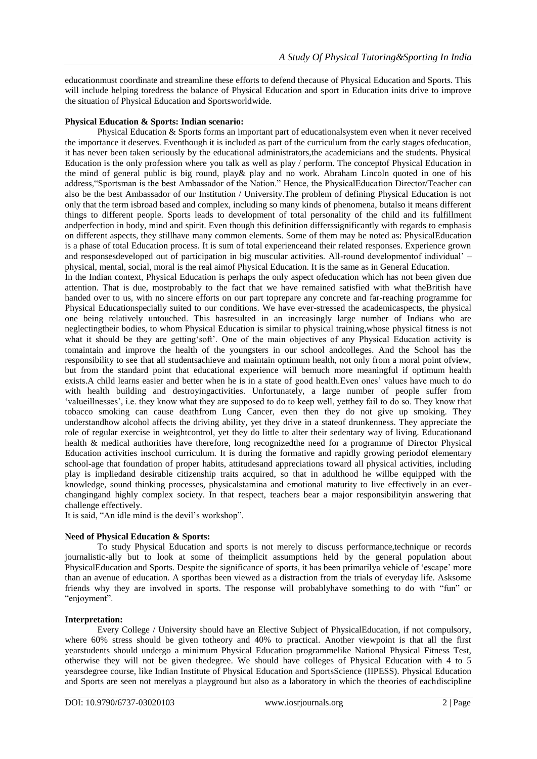educationmust coordinate and streamline these efforts to defend thecause of Physical Education and Sports. This will include helping toredress the balance of Physical Education and sport in Education inits drive to improve the situation of Physical Education and Sportsworldwide.

**Physical Education & Sports: Indian scenario:**

Physical Education & Sports forms an important part of educationalsystem even when it never received the importance it deserves. Eventhough it is included as part of the curriculum from the early stages ofeducation, it has never been taken seriously by the educational administrators,the academicians and the students. Physical Education is the only profession where you talk as well as play / perform. The conceptof Physical Education in the mind of general public is big round, play& play and no work. Abraham Lincoln quoted in one of his address,"Sportsman is the best Ambassador of the Nation." Hence, the PhysicalEducation Director/Teacher can also be the best Ambassador of our Institution / University.The problem of defining Physical Education is not only that the term isbroad based and complex, including so many kinds of phenomena, butalso it means different things to different people. Sports leads to development of total personality of the child and its fulfillment andperfection in body, mind and spirit. Even though this definition differssignificantly with regards to emphasis on different aspects, they stillhave many common elements. Some of them may be noted as: PhysicalEducation is a phase of total Education process. It is sum of total experienceand their related responses. Experience grown and responsesdeveloped out of participation in big muscular activities. All-round developmentof individual' – physical, mental, social, moral is the real aimof Physical Education. It is the same as in General Education.

In the Indian context, Physical Education is perhaps the only aspect ofeducation which has not been given due attention. That is due, mostprobably to the fact that we have remained satisfied with what theBritish have handed over to us, with no sincere efforts on our part toprepare any concrete and far-reaching programme for Physical Educationspecially suited to our conditions. We have ever-stressed the academicaspects, the physical one being relatively untouched. This hasresulted in an increasingly large number of Indians who are neglectingtheir bodies, to whom Physical Education is similar to physical training,whose physical fitness is not what it should be they are getting'soft'. One of the main objectives of any Physical Education activity is tomaintain and improve the health of the youngsters in our school andcolleges. And the School has the responsibility to see that all studentsachieve and maintain optimum health, not only from a moral point ofview, but from the standard point that educational experience will bemuch more meaningful if optimum health exists.A child learns easier and better when he is in a state of good health.Even ones' values have much to do with health building and destroyingactivities. Unfortunately, a large number of people suffer from 'valueillnesses', i.e. they know what they are supposed to do to keep well, yetthey fail to do so. They know that tobacco smoking can cause deathfrom Lung Cancer, even then they do not give up smoking. They understandhow alcohol affects the driving ability, yet they drive in a stateof drunkenness. They appreciate the role of regular exercise in weightcontrol, yet they do little to alter their sedentary way of living. Educationand health & medical authorities have therefore, long recognizedthe need for a programme of Director Physical Education activities inschool curriculum. It is during the formative and rapidly growing periodof elementary school-age that foundation of proper habits, attitudesand appreciations toward all physical activities, including play is impliedand desirable citizenship traits acquired, so that in adulthood he willbe equipped with the knowledge, sound thinking processes, physicalstamina and emotional maturity to live effectively in an ever-changingand highly complex society. In that respect, teachers bear a major responsibilityin answering that challenge effectively.

It is said, "An idle mind is the devil's workshop".

**Need of Physical Education & Sports:**

To study Physical Education and sports is not merely to discuss performance,technique or records journalistic-ally but to look at some of theimplicit assumptions held by the general population about PhysicalEducation and Sports. Despite the significance of sports, it has been primarilya vehicle of 'escape' more than an avenue of education. A sporthas been viewed as a distraction from the trials of everyday life. Asksome friends why they are involved in sports. The response will probablyhave something to do with "fun" or "enjoyment".

**Interpretation:**

Every College / University should have an Elective Subject of PhysicalEducation, if not compulsory, where 60% stress should be given totheory and 40% to practical. Another viewpoint is that all the first yearstudents should undergo a minimum Physical Education programmelike National Physical Fitness Test, otherwise they will not be given thedegree. We should have colleges of Physical Education with 4 to 5 yearsdegree course, like Indian Institute of Physical Education and SportsScience (IIPESS). Physical Education and Sports are seen not merelyas a playground but also as a laboratory in which the theories of eachdiscipline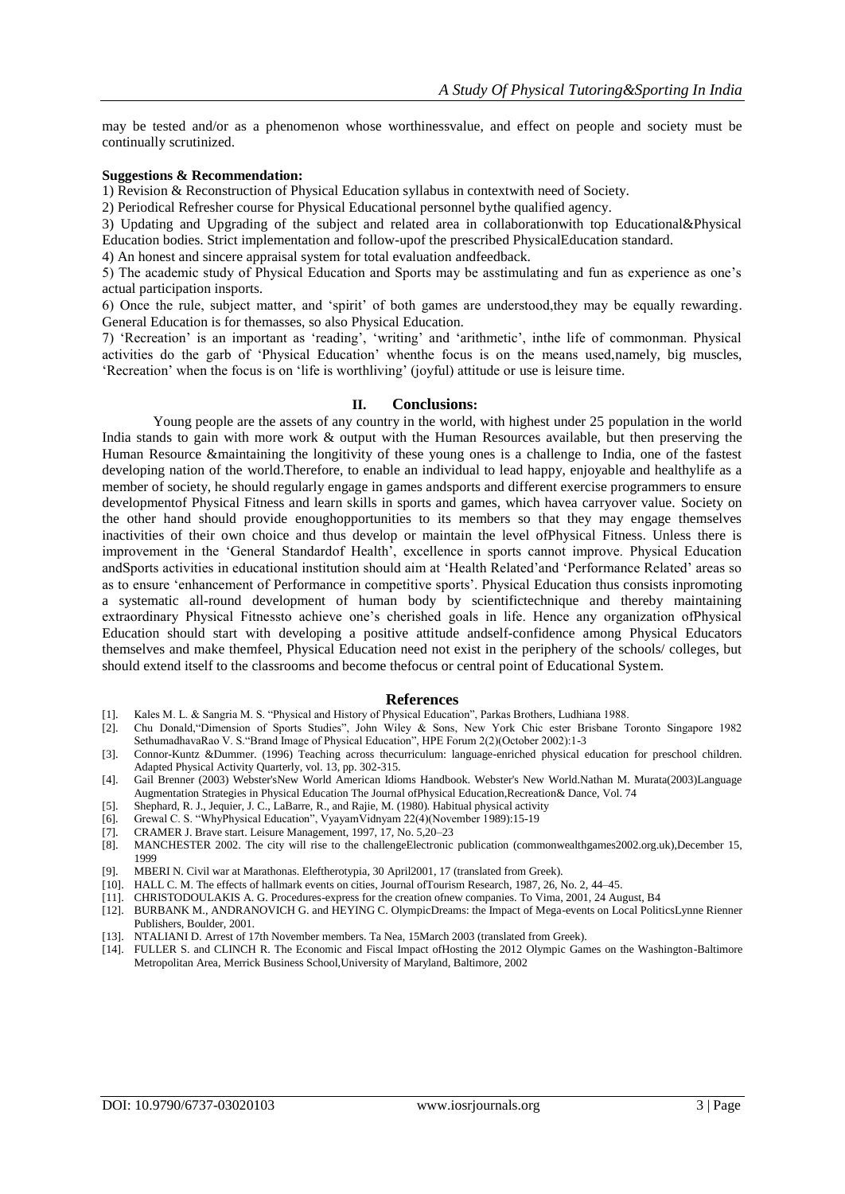may be tested and/or as a phenomenon whose worthinessvalue, and effect on people and society must be continually scrutinized.

**Suggestions & Recommendation:**

1) Revision & Reconstruction of Physical Education syllabus in contextwith need of Society.

2) Periodical Refresher course for Physical Educational personnel bythe qualified agency.

3) Updating and Upgrading of the subject and related area in collaborationwith top Educational&Physical Education bodies. Strict implementation and follow-upof the prescribed PhysicalEducation standard.

4) An honest and sincere appraisal system for total evaluation andfeedback.

5) The academic study of Physical Education and Sports may be asstimulating and fun as experience as one's actual participation insports.

6) Once the rule, subject matter, and 'spirit' of both games are understood,they may be equally rewarding. General Education is for themasses, so also Physical Education.

7) 'Recreation' is an important as 'reading', 'writing' and 'arithmetic', inthe life of commonman. Physical activities do the garb of 'Physical Education' whenthe focus is on the means used,namely, big muscles, 'Recreation' when the focus is on 'life is worthliving' (joyful) attitude or use is leisure time.

## II. Conclusions:

Young people are the assets of any country in the world, with highest under 25 population in the world India stands to gain with more work & output with the Human Resources available, but then preserving the Human Resource &maintaining the longitivity of these young ones is a challenge to India, one of the fastest developing nation of the world.Therefore, to enable an individual to lead happy, enjoyable and healthylife as a member of society, he should regularly engage in games andsports and different exercise programmers to ensure developmentof Physical Fitness and learn skills in sports and games, which havea carryover value. Society on the other hand should provide enoughopportunities to its members so that they may engage themselves inactivities of their own choice and thus develop or maintain the level ofPhysical Fitness. Unless there is improvement in the 'General Standardof Health', excellence in sports cannot improve. Physical Education andSports activities in educational institution should aim at 'Health Related'and 'Performance Related' areas so as to ensure 'enhancement of Performance in competitive sports'. Physical Education thus consists inpromoting a systematic all-round development of human body by scientifictechnique and thereby maintaining extraordinary Physical Fitnessto achieve one's cherished goals in life. Hence any organization ofPhysical Education should start with developing a positive attitude andself-confidence among Physical Educators themselves and make themfeel, Physical Education need not exist in the periphery of the schools/ colleges, but should extend itself to the classrooms and become thefocus or central point of Educational System.

## References

[1]. Kales M. L. & Sangria M. S. "Physical and History of Physical Education", Parkas Brothers, Ludhiana 1988.

[2]. Chu Donald,"Dimension of Sports Studies", John Wiley & Sons, New York Chic ester Brisbane Toronto Singapore 1982 SethumadhavaRao V. S."Brand Image of Physical Education", HPE Forum 2(2)(October 2002):1-3

[3]. Connor-Kuntz &Dummer. (1996) Teaching across thecurriculum: language-enriched physical education for preschool children. Adapted Physical Activity Quarterly, vol. 13, pp. 302-315.

[4]. Gail Brenner (2003) Webster'sNew World American Idioms Handbook. Webster's New World.Nathan M. Murata(2003)Language Augmentation Strategies in Physical Education The Journal ofPhysical Education,Recreation& Dance, Vol. 74

[5]. Shephard, R. J., Jequier, J. C., LaBarre, R., and Rajie, M. (1980). Habitual physical activity

[6]. Grewal C. S. "WhyPhysical Education", VyayamVidnyam 22(4)(November 1989):15-19

[7]. CRAMER J. Brave start. Leisure Management, 1997, 17, No. 5,20–23

[8]. MANCHESTER 2002. The city will rise to the challengeElectronic publication (commonwealthgames2002.org.uk),December 15, 1999

[9]. MBERI N. Civil war at Marathonas. Eleftherotypia, 30 April2001, 17 (translated from Greek).

[10]. HALL C. M. The effects of hallmark events on cities, Journal ofTourism Research, 1987, 26, No. 2, 44–45.

[11]. CHRISTODOULAKIS A. G. Procedures-express for the creation ofnew companies. To Vima, 2001, 24 August, B4

[12]. BURBANK M., ANDRANOVICH G. and HEYING C. OlympicDreams: the Impact of Mega-events on Local PoliticsLynne Rienner Publishers, Boulder, 2001.

[13]. NTALIANI D. Arrest of 17th November members. Ta Nea, 15March 2003 (translated from Greek).

[14]. FULLER S. and CLINCH R. The Economic and Fiscal Impact ofHosting the 2012 Olympic Games on the Washington-Baltimore Metropolitan Area, Merrick Business School,University of Maryland, Baltimore, 2002